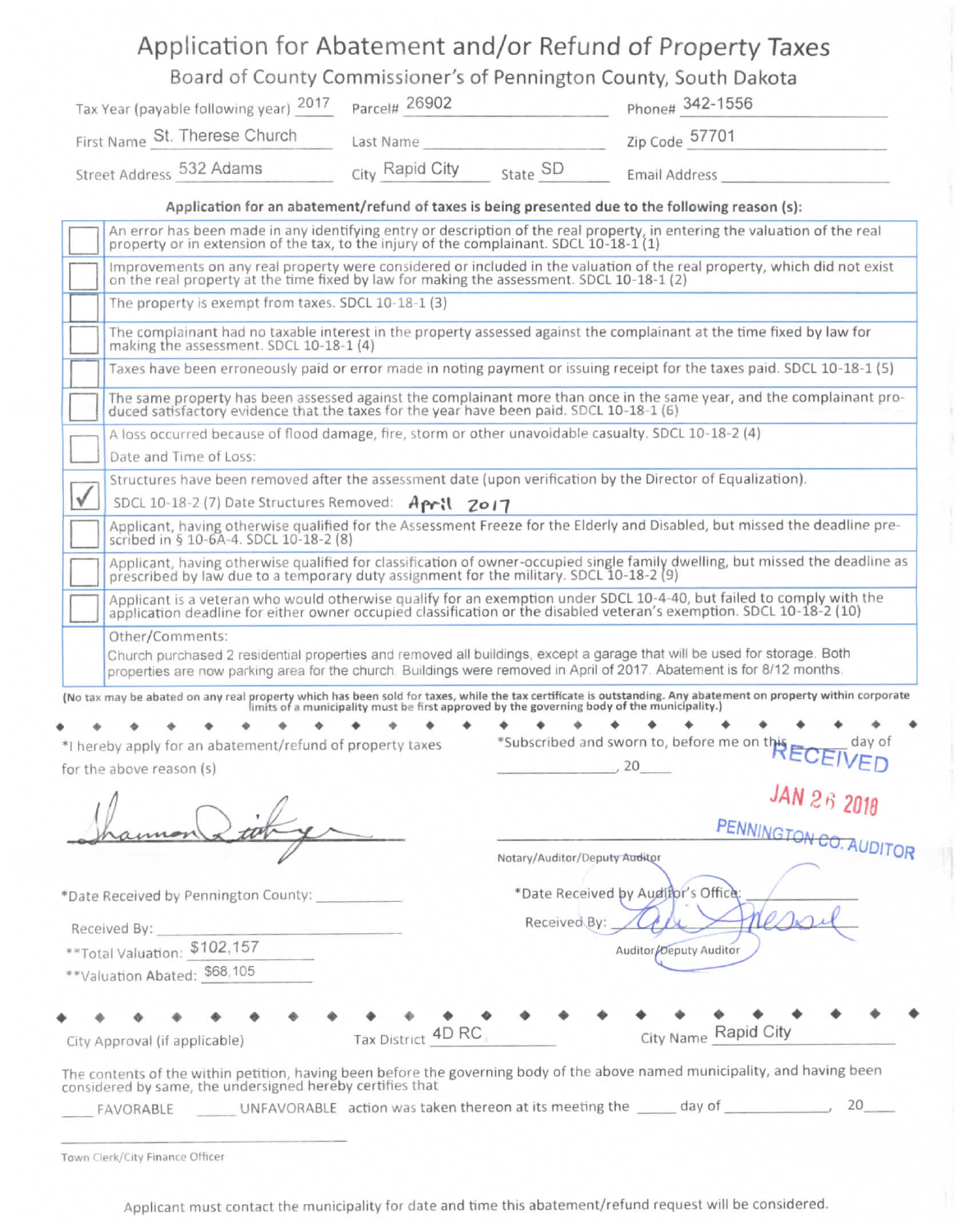# Application for Abatement and/or Refund of Property Taxes

## Board of County Commissioner's of Pennington County, South Dakota

Tax Year (payable following year) 2017 Parcel# 26902 Phone# 342-1556

First Name St. Therese Church Last Name ______ Zip Code 57701

Street Address 532 Adams City Rapid City State SD Email Address ______

**Application for an abatement/refund of taxes is being presented due to the following reason (s):**

| | |
|---|---|
| ☐ | An error has been made in any identifying entry or description of the real property, in entering the valuation of the real property or in extension of the tax, to the injury of the complainant. SDCL 10-18-1 (1) |
| ☐ | Improvements on any real property were considered or included in the valuation of the real property, which did not exist on the real property at the time fixed by law for making the assessment. SDCL 10-18-1 (2) |
| ☐ | The property is exempt from taxes. SDCL 10-18-1 (3) |
| ☐ | The complainant had no taxable interest in the property assessed against the complainant at the time fixed by law for making the assessment. SDCL 10-18-1 (4) |
| ☐ | Taxes have been erroneously paid or error made in noting payment or issuing receipt for the taxes paid. SDCL 10-18-1 (5) |
| ☐ | The same property has been assessed against the complainant more than once in the same year, and the complainant produced satisfactory evidence that the taxes for the year have been paid. SDCL 10-18-1 (6) |
| ☐ | A loss occurred because of flood damage, fire, storm or other unavoidable casualty. SDCL 10-18-2 (4) Date and Time of Loss: |
| ☑ | Structures have been removed after the assessment date (upon verification by the Director of Equalization). SDCL 10-18-2 (7) Date Structures Removed: April 2017 |
| ☐ | Applicant, having otherwise qualified for the Assessment Freeze for the Elderly and Disabled, but missed the deadline prescribed in § 10-6A-4. SDCL 10-18-2 (8) |
| ☐ | Applicant, having otherwise qualified for classification of owner-occupied single family dwelling, but missed the deadline as prescribed by law due to a temporary duty assignment for the military. SDCL 10-18-2 (9) |
| ☐ | Applicant is a veteran who would otherwise qualify for an exemption under SDCL 10-4-40, but failed to comply with the application deadline for either owner occupied classification or the disabled veteran's exemption. SDCL 10-18-2 (10) |
| | Other/Comments: Church purchased 2 residential properties and removed all buildings, except a garage that will be used for storage. Both properties are now parking area for the church. Buildings were removed in April of 2017. Abatement is for 8/12 months. |

**(No tax may be abated on any real property which has been sold for taxes, while the tax certificate is outstanding. Any abatement on property within corporate limits of a municipality must be first approved by the governing body of the municipality.)**

*I hereby apply for an abatement/refund of property taxes for the above reason (s)

[Signature]

*Subscribed and sworn to, before me on this ______ day of ______, 20____

RECEIVED JAN 26 2018 PENNINGTON CO. AUDITOR

______
Notary/Auditor/Deputy Auditor

*Date Received by Pennington County: ______

Received By: ______

**Total Valuation: $102,157

**Valuation Abated: $68,105

*Date Received by Auditor's Office: ______

Received By: [Signature]
Auditor/Deputy Auditor

City Approval (if applicable) Tax District 4D RC City Name Rapid City

The contents of the within petition, having been before the governing body of the above named municipality, and having been considered by same, the undersigned hereby certifies that

____ FAVORABLE ____ UNFAVORABLE action was taken thereon at its meeting the ____ day of ______, 20____

______
Town Clerk/City Finance Officer

Applicant must contact the municipality for date and time this abatement/refund request will be considered.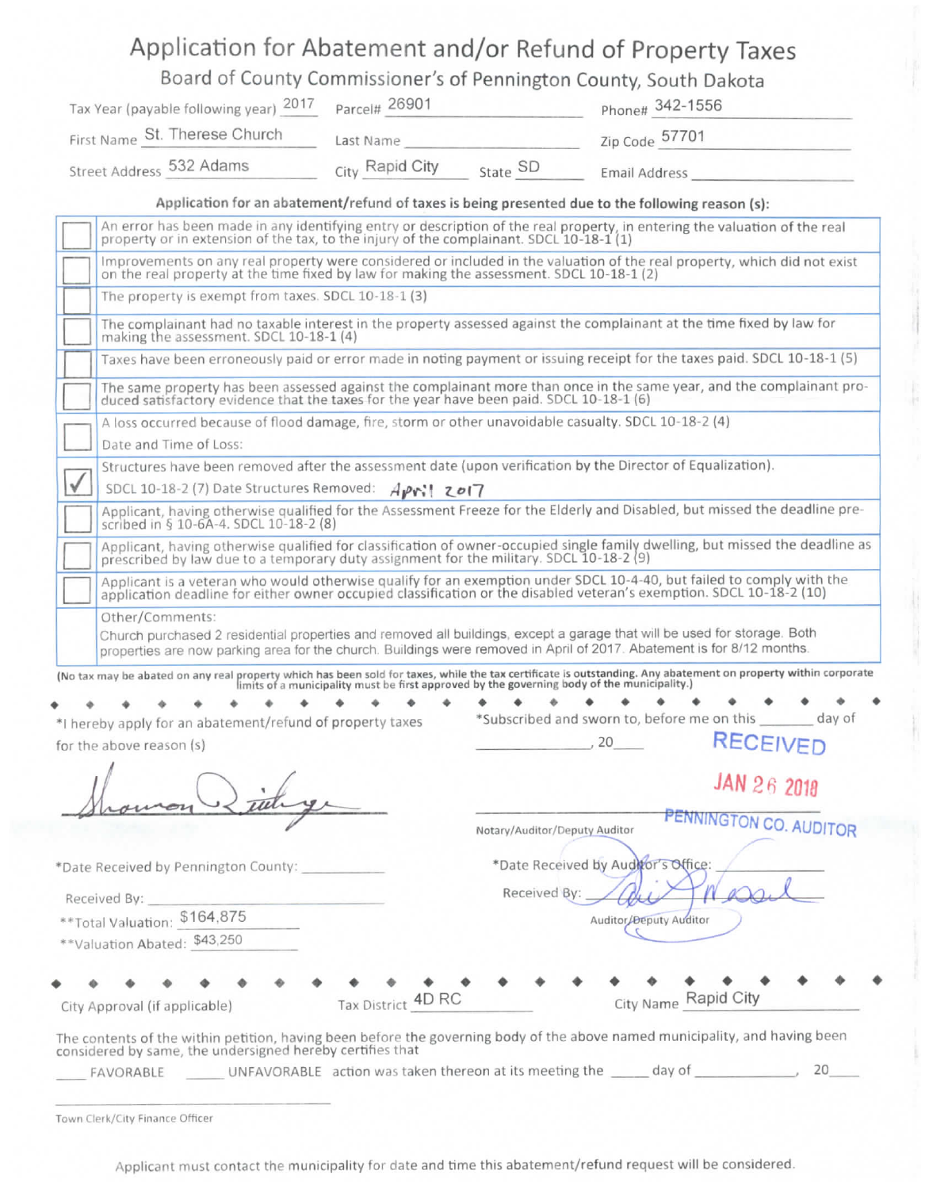# Application for Abatement and/or Refund of Property Taxes

## Board of County Commissioner's of Pennington County, South Dakota

Tax Year (payable following year) 2017  Parcel# 26901  Phone# 342-1556

First Name St. Therese Church  Last Name  Zip Code 57701

Street Address 532 Adams  City Rapid City  State SD  Email Address

**Application for an abatement/refund of taxes is being presented due to the following reason (s):**

| | |
|---|---|
| ☐ | An error has been made in any identifying entry or description of the real property, in entering the valuation of the real property or in extension of the tax, to the injury of the complainant. SDCL 10-18-1 (1) |
| ☐ | Improvements on any real property were considered or included in the valuation of the real property, which did not exist on the real property at the time fixed by law for making the assessment. SDCL 10-18-1 (2) |
| ☐ | The property is exempt from taxes. SDCL 10-18-1 (3) |
| ☐ | The complainant had no taxable interest in the property assessed against the complainant at the time fixed by law for making the assessment. SDCL 10-18-1 (4) |
| ☐ | Taxes have been erroneously paid or error made in noting payment or issuing receipt for the taxes paid. SDCL 10-18-1 (5) |
| ☐ | The same property has been assessed against the complainant more than once in the same year, and the complainant produced satisfactory evidence that the taxes for the year have been paid. SDCL 10-18-1 (6) |
| ☐ | A loss occurred because of flood damage, fire, storm or other unavoidable casualty. SDCL 10-18-2 (4) Date and Time of Loss: |
| ☑ | Structures have been removed after the assessment date (upon verification by the Director of Equalization). SDCL 10-18-2 (7) Date Structures Removed: April 2017 |
| ☐ | Applicant, having otherwise qualified for the Assessment Freeze for the Elderly and Disabled, but missed the deadline prescribed in § 10-6A-4. SDCL 10-18-2 (8) |
| ☐ | Applicant, having otherwise qualified for classification of owner-occupied single family dwelling, but missed the deadline as prescribed by law due to a temporary duty assignment for the military. SDCL 10-18-2 (9) |
| ☐ | Applicant is a veteran who would otherwise qualify for an exemption under SDCL 10-4-40, but failed to comply with the application deadline for either owner occupied classification or the disabled veteran's exemption. SDCL 10-18-2 (10) |
| | Other/Comments: Church purchased 2 residential properties and removed all buildings, except a garage that will be used for storage. Both properties are now parking area for the church. Buildings were removed in April of 2017. Abatement is for 8/12 months. |

**(No tax may be abated on any real property which has been sold for taxes, while the tax certificate is outstanding. Any abatement on property within corporate limits of a municipality must be first approved by the governing body of the municipality.)**

*I hereby apply for an abatement/refund of property taxes for the above reason (s)

[Signature]

*Subscribed and sworn to, before me on this _______ day of _____________, 20____

RECEIVED

JAN 26 2018

PENNINGTON CO. AUDITOR

Notary/Auditor/Deputy Auditor

*Date Received by Pennington County: ___________

Received By: ___________

**Total Valuation: $164,875

**Valuation Abated: $43,250

*Date Received by Auditor's Office: ___________

Received By: [Signature]

Auditor/Deputy Auditor

City Approval (if applicable)  Tax District 4D RC  City Name Rapid City

The contents of the within petition, having been before the governing body of the above named municipality, and having been considered by same, the undersigned hereby certifies that

____ FAVORABLE ____ UNFAVORABLE action was taken thereon at its meeting the ____ day of ____________, 20____

Town Clerk/City Finance Officer

Applicant must contact the municipality for date and time this abatement/refund request will be considered.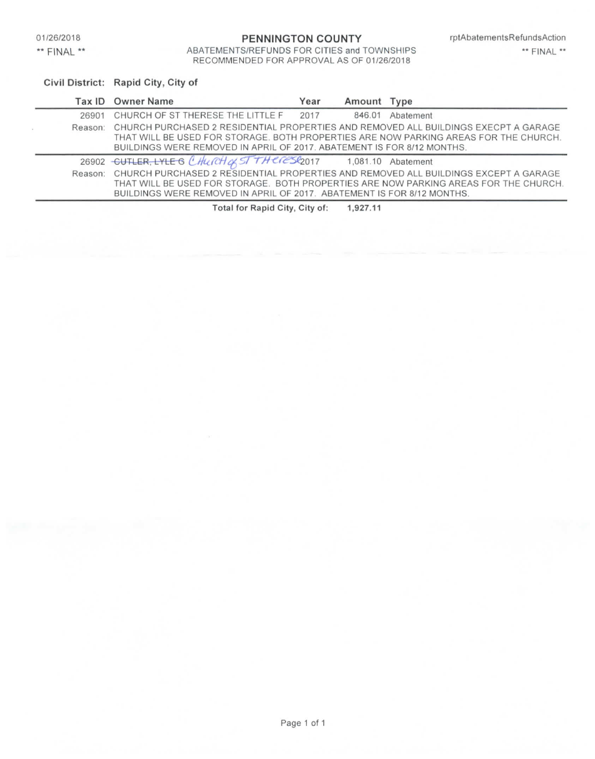01/26/2018
** FINAL **

# PENNINGTON COUNTY

ABATEMENTS/REFUNDS FOR CITIES and TOWNSHIPS
RECOMMENDED FOR APPROVAL AS OF 01/26/2018

rptAbatementsRefundsAction
** FINAL **

**Civil District: Rapid City, City of**

| Tax ID | Owner Name | Year | Amount | Type |
|---|---|---|---|---|
| 26901 | CHURCH OF ST THERESE THE LITTLE F | 2017 | 846.01 | Abatement |
| Reason: | CHURCH PURCHASED 2 RESIDENTIAL PROPERTIES AND REMOVED ALL BUILDINGS EXECPT A GARAGE THAT WILL BE USED FOR STORAGE. BOTH PROPERTIES ARE NOW PARKING AREAS FOR THE CHURCH. BUILDINGS WERE REMOVED IN APRIL OF 2017. ABATEMENT IS FOR 8/12 MONTHS. | | | |
| 26902 | ~~CUTLER, LYLE G~~ Church of ST Therese | 2017 | 1,081.10 | Abatement |
| Reason: | CHURCH PURCHASED 2 RESIDENTIAL PROPERTIES AND REMOVED ALL BUILDINGS EXCEPT A GARAGE THAT WILL BE USED FOR STORAGE. BOTH PROPERTIES ARE NOW PARKING AREAS FOR THE CHURCH. BUILDINGS WERE REMOVED IN APRIL OF 2017. ABATEMENT IS FOR 8/12 MONTHS. | | | |

**Total for Rapid City, City of: 1,927.11**